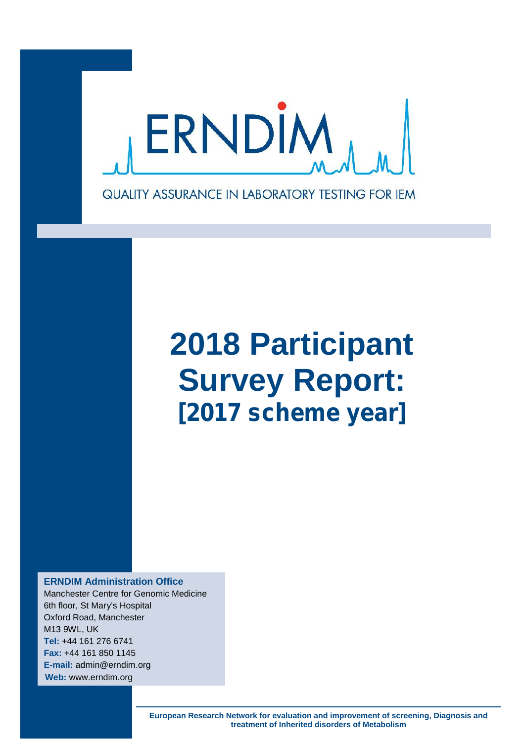ERNDIM

QUALITY ASSURANCE IN LABORATORY TESTING FOR IEM

# 2018 Participant Survey Report:

## [2017 scheme year]

**ERNDIM Administration Office**
Manchester Centre for Genomic Medicine
6th floor, St Mary's Hospital
Oxford Road, Manchester
M13 9WL, UK
**Tel:** +44 161 276 6741
**Fax:** +44 161 850 1145
**E-mail:** admin@erndim.org
**Web:** www.erndim.org

**European Research Network for evaluation and improvement of screening, Diagnosis and treatment of Inherited disorders of Metabolism**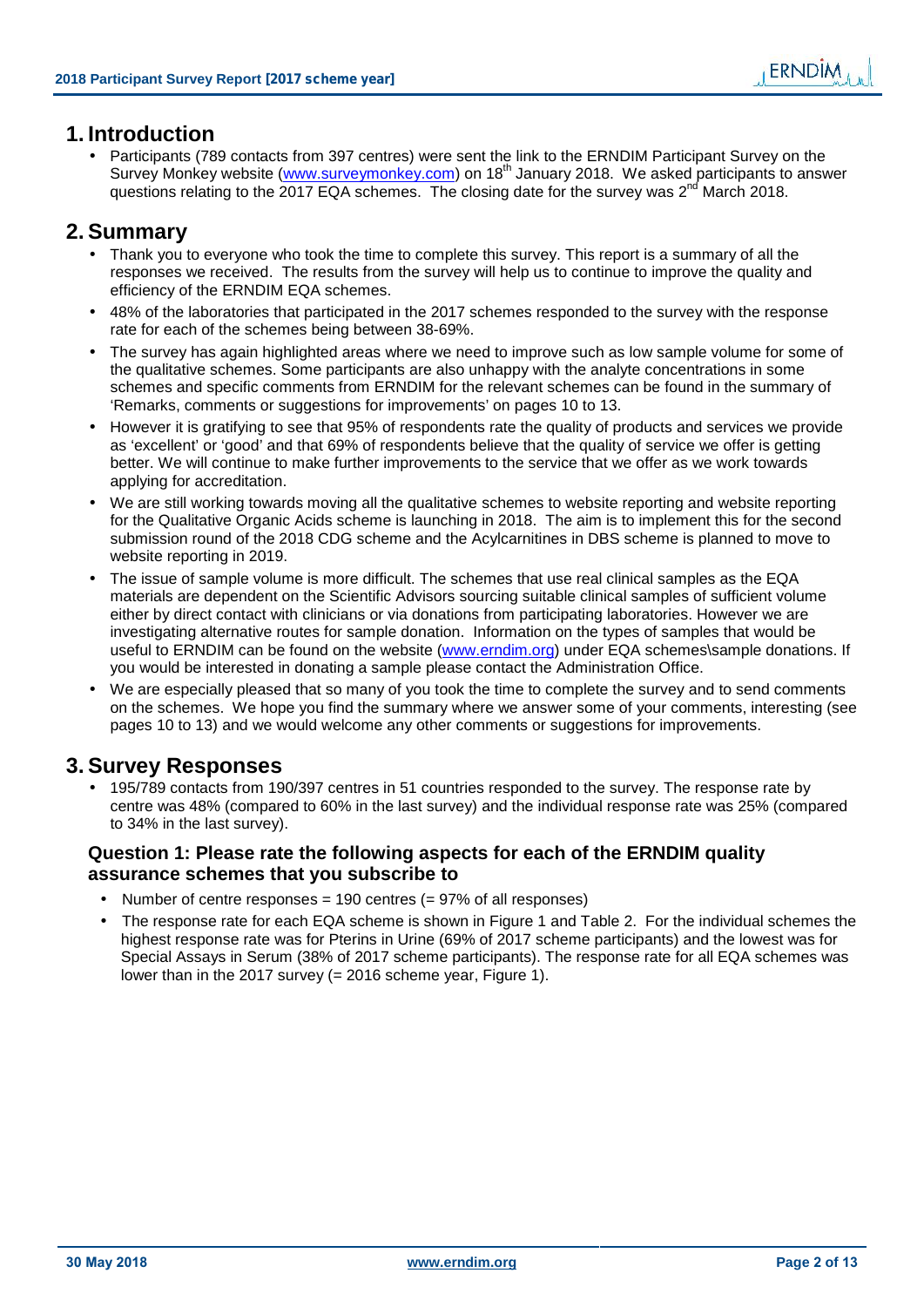# 1. Introduction

- Participants (789 contacts from 397 centres) were sent the link to the ERNDIM Participant Survey on the Survey Monkey website (www.surveymonkey.com) on 18th January 2018. We asked participants to answer questions relating to the 2017 EQA schemes. The closing date for the survey was 2nd March 2018.

# 2. Summary

- Thank you to everyone who took the time to complete this survey. This report is a summary of all the responses we received. The results from the survey will help us to continue to improve the quality and efficiency of the ERNDIM EQA schemes.
- 48% of the laboratories that participated in the 2017 schemes responded to the survey with the response rate for each of the schemes being between 38-69%.
- The survey has again highlighted areas where we need to improve such as low sample volume for some of the qualitative schemes. Some participants are also unhappy with the analyte concentrations in some schemes and specific comments from ERNDIM for the relevant schemes can be found in the summary of 'Remarks, comments or suggestions for improvements' on pages 10 to 13.
- However it is gratifying to see that 95% of respondents rate the quality of products and services we provide as 'excellent' or 'good' and that 69% of respondents believe that the quality of service we offer is getting better. We will continue to make further improvements to the service that we offer as we work towards applying for accreditation.
- We are still working towards moving all the qualitative schemes to website reporting and website reporting for the Qualitative Organic Acids scheme is launching in 2018. The aim is to implement this for the second submission round of the 2018 CDG scheme and the Acylcarnitines in DBS scheme is planned to move to website reporting in 2019.
- The issue of sample volume is more difficult. The schemes that use real clinical samples as the EQA materials are dependent on the Scientific Advisors sourcing suitable clinical samples of sufficient volume either by direct contact with clinicians or via donations from participating laboratories. However we are investigating alternative routes for sample donation. Information on the types of samples that would be useful to ERNDIM can be found on the website (www.erndim.org) under EQA schemes\sample donations. If you would be interested in donating a sample please contact the Administration Office.
- We are especially pleased that so many of you took the time to complete the survey and to send comments on the schemes. We hope you find the summary where we answer some of your comments, interesting (see pages 10 to 13) and we would welcome any other comments or suggestions for improvements.

# 3. Survey Responses

- 195/789 contacts from 190/397 centres in 51 countries responded to the survey. The response rate by centre was 48% (compared to 60% in the last survey) and the individual response rate was 25% (compared to 34% in the last survey).

### Question 1: Please rate the following aspects for each of the ERNDIM quality assurance schemes that you subscribe to

- Number of centre responses = 190 centres (= 97% of all responses)
- The response rate for each EQA scheme is shown in Figure 1 and Table 2. For the individual schemes the highest response rate was for Pterins in Urine (69% of 2017 scheme participants) and the lowest was for Special Assays in Serum (38% of 2017 scheme participants). The response rate for all EQA schemes was lower than in the 2017 survey (= 2016 scheme year, Figure 1).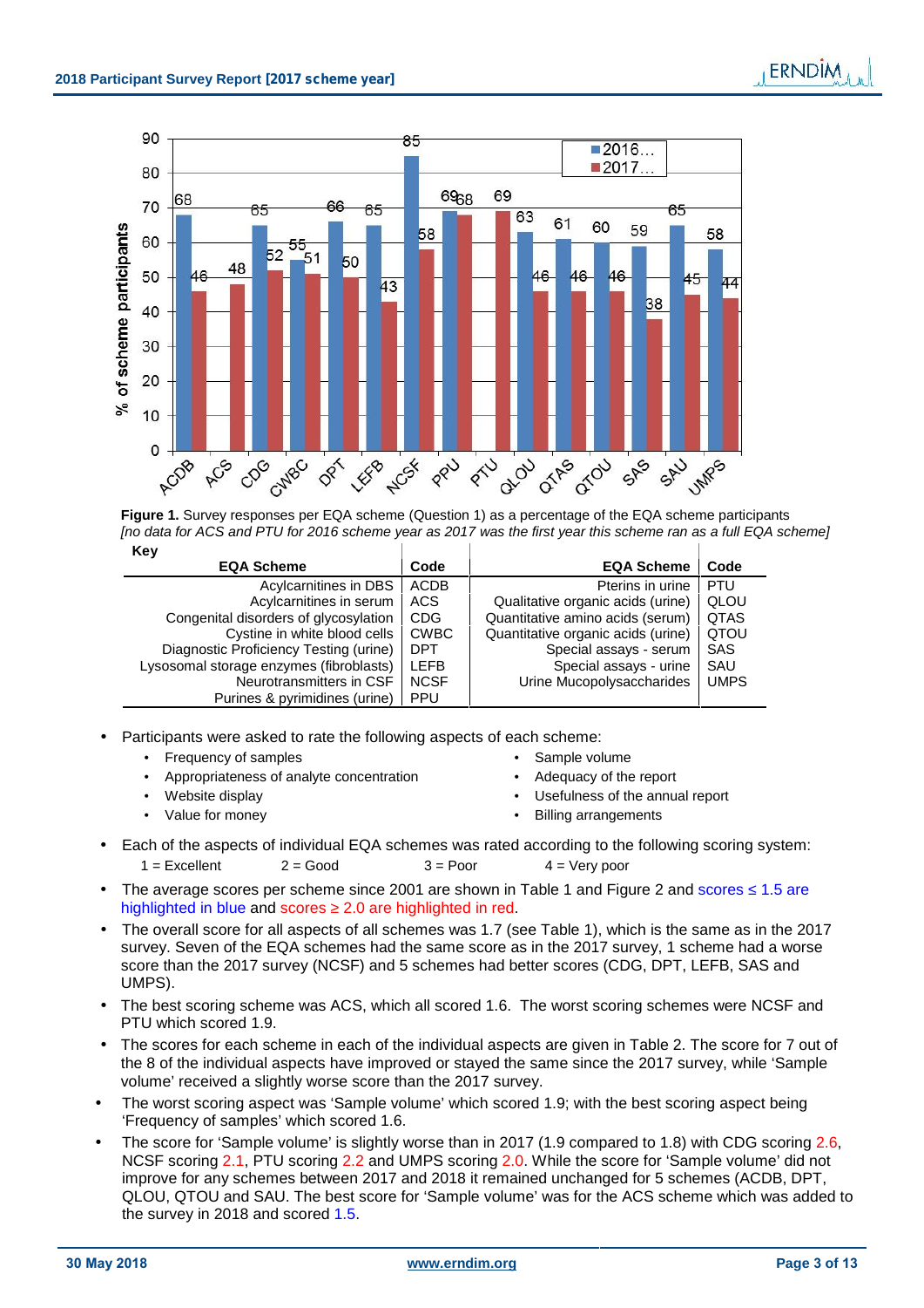Figure 1. Survey responses per EQA scheme (Question 1) as a percentage of the EQA scheme participants
*[no data for ACS and PTU for 2016 scheme year as 2017 was the first year this scheme ran as a full EQA scheme]*

**Key**

| EQA Scheme | Code | EQA Scheme | Code |
|---|---|---|---|
| Acylcarnitines in DBS | ACDB | Pterins in urine | PTU |
| Acylcarnitines in serum | ACS | Qualitative organic acids (urine) | QLOU |
| Congenital disorders of glycosylation | CDG | Quantitative amino acids (serum) | QTAS |
| Cystine in white blood cells | CWBC | Quantitative organic acids (urine) | QTOU |
| Diagnostic Proficiency Testing (urine) | DPT | Special assays - serum | SAS |
| Lysosomal storage enzymes (fibroblasts) | LEFB | Special assays - urine | SAU |
| Neurotransmitters in CSF | NCSF | Urine Mucopolysaccharides | UMPS |
| Purines & pyrimidines (urine) | PPU | | |

- Participants were asked to rate the following aspects of each scheme:
  - Frequency of samples
  - Appropriateness of analyte concentration
  - Website display
  - Value for money
  - Sample volume
  - Adequacy of the report
  - Usefulness of the annual report
  - Billing arrangements
- Each of the aspects of individual EQA schemes was rated according to the following scoring system:
  1 = Excellent 2 = Good 3 = Poor 4 = Very poor
- The average scores per scheme since 2001 are shown in Table 1 and Figure 2 and scores ≤ 1.5 are highlighted in blue and scores ≥ 2.0 are highlighted in red.
- The overall score for all aspects of all schemes was 1.7 (see Table 1), which is the same as in the 2017 survey. Seven of the EQA schemes had the same score as in the 2017 survey, 1 scheme had a worse score than the 2017 survey (NCSF) and 5 schemes had better scores (CDG, DPT, LEFB, SAS and UMPS).
- The best scoring scheme was ACS, which all scored 1.6. The worst scoring schemes were NCSF and PTU which scored 1.9.
- The scores for each scheme in each of the individual aspects are given in Table 2. The score for 7 out of the 8 of the individual aspects have improved or stayed the same since the 2017 survey, while 'Sample volume' received a slightly worse score than the 2017 survey.
- The worst scoring aspect was 'Sample volume' which scored 1.9; with the best scoring aspect being 'Frequency of samples' which scored 1.6.
- The score for 'Sample volume' is slightly worse than in 2017 (1.9 compared to 1.8) with CDG scoring 2.6, NCSF scoring 2.1, PTU scoring 2.2 and UMPS scoring 2.0. While the score for 'Sample volume' did not improve for any schemes between 2017 and 2018 it remained unchanged for 5 schemes (ACDB, DPT, QLOU, QTOU and SAU. The best score for 'Sample volume' was for the ACS scheme which was added to the survey in 2018 and scored 1.5.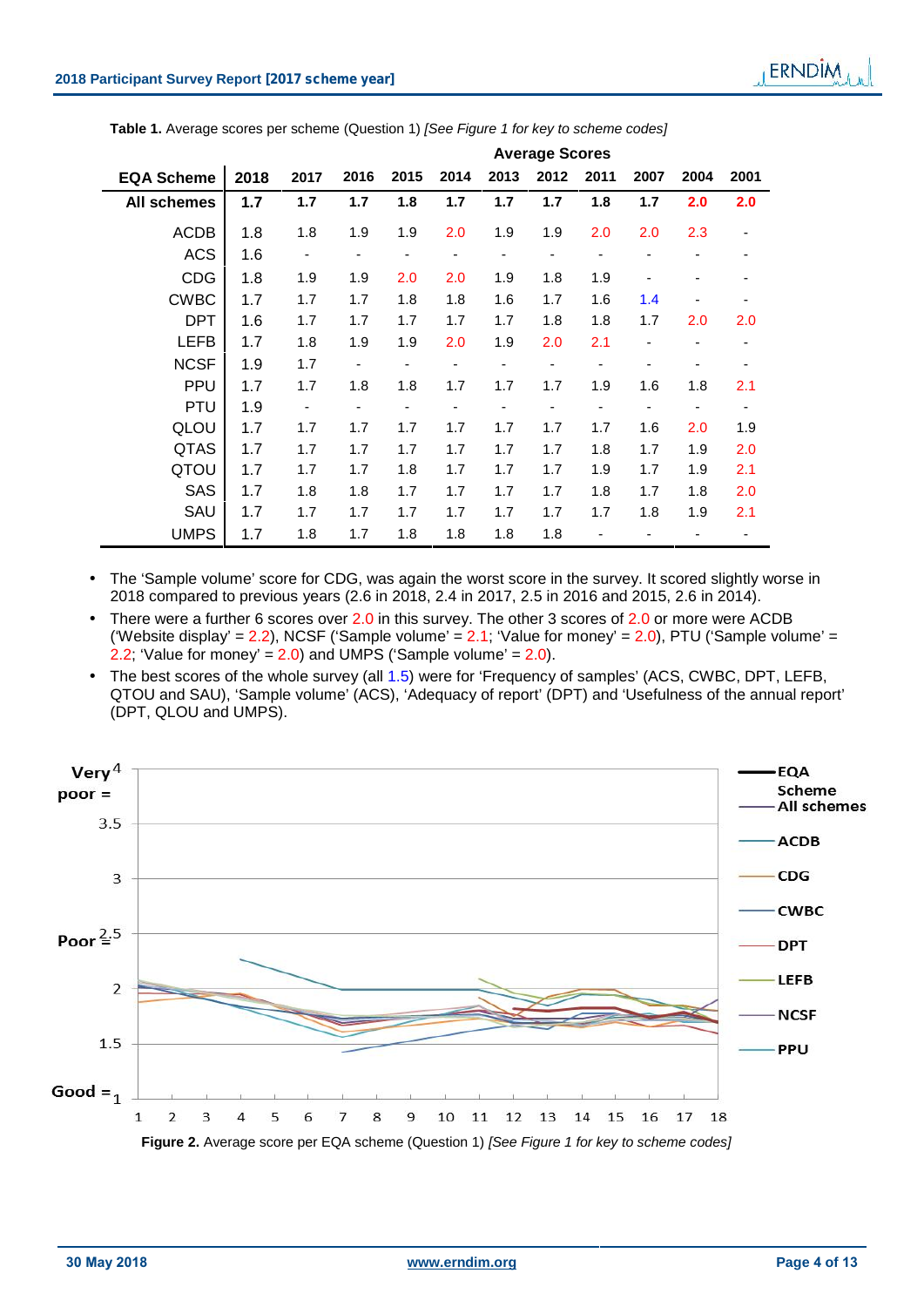**Table 1.** Average scores per scheme (Question 1) *[See Figure 1 for key to scheme codes]*

| EQA Scheme | Average Scores | | | | | | | | | | |
|---|---|---|---|---|---|---|---|---|---|---|---|
| | 2018 | 2017 | 2016 | 2015 | 2014 | 2013 | 2012 | 2011 | 2007 | 2004 | 2001 |
| **All schemes** | **1.7** | **1.7** | **1.7** | **1.8** | **1.7** | **1.7** | **1.7** | **1.8** | **1.7** | **2.0** | **2.0** |
| ACDB | 1.8 | 1.8 | 1.9 | 1.9 | 2.0 | 1.9 | 1.9 | 2.0 | 2.0 | 2.3 | - |
| ACS | 1.6 | - | - | - | - | - | - | - | - | - | - |
| CDG | 1.8 | 1.9 | 1.9 | 2.0 | 2.0 | 1.9 | 1.8 | 1.9 | - | - | - |
| CWBC | 1.7 | 1.7 | 1.7 | 1.8 | 1.8 | 1.6 | 1.7 | 1.6 | 1.4 | - | - |
| DPT | 1.6 | 1.7 | 1.7 | 1.7 | 1.7 | 1.7 | 1.8 | 1.8 | 1.7 | 2.0 | 2.0 |
| LEFB | 1.7 | 1.8 | 1.9 | 1.9 | 2.0 | 1.9 | 2.0 | 2.1 | - | - | - |
| NCSF | 1.9 | 1.7 | - | - | - | - | - | - | - | - | - |
| PPU | 1.7 | 1.7 | 1.8 | 1.8 | 1.7 | 1.7 | 1.7 | 1.9 | 1.6 | 1.8 | 2.1 |
| PTU | 1.9 | - | - | - | - | - | - | - | - | - | - |
| QLOU | 1.7 | 1.7 | 1.7 | 1.7 | 1.7 | 1.7 | 1.7 | 1.7 | 1.6 | 2.0 | 1.9 |
| QTAS | 1.7 | 1.7 | 1.7 | 1.7 | 1.7 | 1.7 | 1.7 | 1.8 | 1.7 | 1.9 | 2.0 |
| QTOU | 1.7 | 1.7 | 1.7 | 1.7 | 1.7 | 1.7 | 1.7 | 1.9 | 1.7 | 1.9 | 2.1 |
| SAS | 1.7 | 1.8 | 1.8 | 1.7 | 1.7 | 1.7 | 1.7 | 1.8 | 1.7 | 1.8 | 2.0 |
| SAU | 1.7 | 1.7 | 1.7 | 1.7 | 1.7 | 1.7 | 1.7 | 1.7 | 1.8 | 1.9 | 2.1 |
| UMPS | 1.7 | 1.8 | 1.7 | 1.8 | 1.8 | 1.8 | 1.8 | - | - | - | - |

- The 'Sample volume' score for CDG, was again the worst score in the survey. It scored slightly worse in 2018 compared to previous years (2.6 in 2018, 2.4 in 2017, 2.5 in 2016 and 2015, 2.6 in 2014).
- There were a further 6 scores over 2.0 in this survey. The other 3 scores of 2.0 or more were ACDB ('Website display' = 2.2), NCSF ('Sample volume' = 2.1; 'Value for money' = 2.0), PTU ('Sample volume' = 2.2; 'Value for money' = 2.0) and UMPS ('Sample volume' = 2.0).
- The best scores of the whole survey (all 1.5) were for 'Frequency of samples' (ACS, CWBC, DPT, LEFB, QTOU and SAU), 'Sample volume' (ACS), 'Adequacy of report' (DPT) and 'Usefulness of the annual report' (DPT, QLOU and UMPS).

**Figure 2.** Average score per EQA scheme (Question 1) *[See Figure 1 for key to scheme codes]*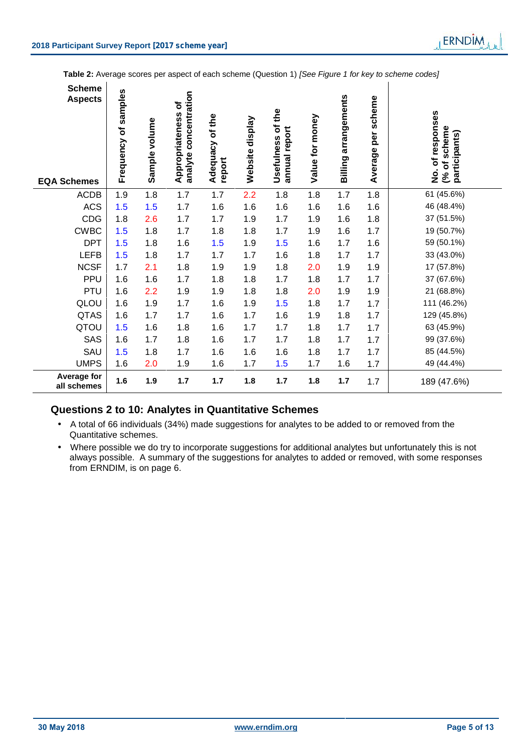**Table 2:** Average scores per aspect of each scheme (Question 1) *[See Figure 1 for key to scheme codes]*

| Scheme Aspects / EQA Schemes | Frequency of samples | Sample volume | Appropriateness of analyte concentration | Adequacy of the report | Website display | Usefulness of the annual report | Value for money | Billing arrangements | Average per scheme | No. of responses (% of scheme participants) |
|---|---|---|---|---|---|---|---|---|---|---|
| ACDB | 1.9 | 1.8 | 1.7 | 1.7 | 2.2 | 1.8 | 1.8 | 1.7 | 1.8 | 61 (45.6%) |
| ACS | 1.5 | 1.5 | 1.7 | 1.6 | 1.6 | 1.6 | 1.6 | 1.6 | 1.6 | 46 (48.4%) |
| CDG | 1.8 | 2.6 | 1.7 | 1.7 | 1.9 | 1.7 | 1.9 | 1.6 | 1.8 | 37 (51.5%) |
| CWBC | 1.5 | 1.8 | 1.7 | 1.8 | 1.8 | 1.7 | 1.9 | 1.6 | 1.7 | 19 (50.7%) |
| DPT | 1.5 | 1.8 | 1.6 | 1.5 | 1.9 | 1.5 | 1.6 | 1.7 | 1.6 | 59 (50.1%) |
| LEFB | 1.5 | 1.8 | 1.7 | 1.7 | 1.7 | 1.6 | 1.8 | 1.7 | 1.7 | 33 (43.0%) |
| NCSF | 1.7 | 2.1 | 1.8 | 1.9 | 1.9 | 1.8 | 2.0 | 1.9 | 1.9 | 17 (57.8%) |
| PPU | 1.6 | 1.6 | 1.7 | 1.8 | 1.8 | 1.7 | 1.8 | 1.7 | 1.7 | 37 (67.6%) |
| PTU | 1.6 | 2.2 | 1.9 | 1.9 | 1.8 | 1.8 | 2.0 | 1.9 | 1.9 | 21 (68.8%) |
| QLOU | 1.6 | 1.9 | 1.7 | 1.6 | 1.9 | 1.5 | 1.8 | 1.7 | 1.7 | 111 (46.2%) |
| QTAS | 1.6 | 1.7 | 1.7 | 1.6 | 1.7 | 1.6 | 1.9 | 1.8 | 1.7 | 129 (45.8%) |
| QTOU | 1.5 | 1.6 | 1.8 | 1.6 | 1.7 | 1.7 | 1.8 | 1.7 | 1.7 | 63 (45.9%) |
| SAS | 1.6 | 1.7 | 1.8 | 1.6 | 1.7 | 1.7 | 1.8 | 1.7 | 1.7 | 99 (37.6%) |
| SAU | 1.5 | 1.8 | 1.7 | 1.6 | 1.6 | 1.6 | 1.8 | 1.7 | 1.7 | 85 (44.5%) |
| UMPS | 1.6 | 2.0 | 1.9 | 1.6 | 1.7 | 1.5 | 1.7 | 1.6 | 1.7 | 49 (44.4%) |
| **Average for all schemes** | **1.6** | **1.9** | **1.7** | **1.7** | **1.8** | **1.7** | **1.8** | **1.7** | 1.7 | 189 (47.6%) |

## Questions 2 to 10: Analytes in Quantitative Schemes

- A total of 66 individuals (34%) made suggestions for analytes to be added to or removed from the Quantitative schemes.
- Where possible we do try to incorporate suggestions for additional analytes but unfortunately this is not always possible. A summary of the suggestions for analytes to added or removed, with some responses from ERNDIM, is on page 6.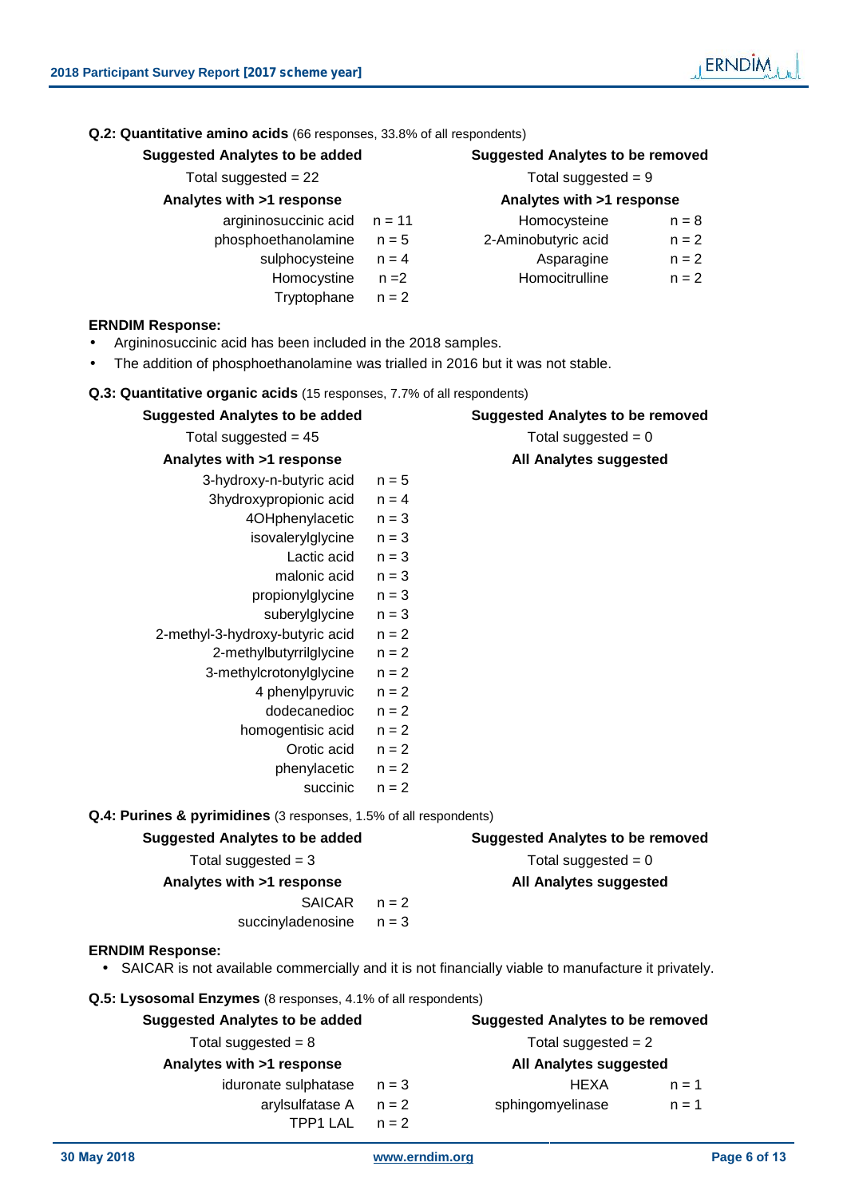**Q.2: Quantitative amino acids** (66 responses, 33.8% of all respondents)

| Suggested Analytes to be added | | Suggested Analytes to be removed | |
|---|---|---|---|
| Total suggested = 22 | | Total suggested = 9 | |
| **Analytes with >1 response** | | **Analytes with >1 response** | |
| argininosuccinic acid | n = 11 | Homocysteine | n = 8 |
| phosphoethanolamine | n = 5 | 2-Aminobutyric acid | n = 2 |
| sulphocysteine | n = 4 | Asparagine | n = 2 |
| Homocystine | n =2 | Homocitrulline | n = 2 |
| Tryptophane | n = 2 | | |

**ERNDIM Response:**

- Argininosuccinic acid has been included in the 2018 samples.
- The addition of phosphoethanolamine was trialled in 2016 but it was not stable.

**Q.3: Quantitative organic acids** (15 responses, 7.7% of all respondents)

| Suggested Analytes to be added | | Suggested Analytes to be removed |
|---|---|---|
| Total suggested = 45 | | Total suggested = 0 |
| **Analytes with >1 response** | | **All Analytes suggested** |
| 3-hydroxy-n-butyric acid | n = 5 | |
| 3hydroxypropionic acid | n = 4 | |
| 4OHphenylacetic | n = 3 | |
| isovalerylglycine | n = 3 | |
| Lactic acid | n = 3 | |
| malonic acid | n = 3 | |
| propionylglycine | n = 3 | |
| suberylglycine | n = 3 | |
| 2-methyl-3-hydroxy-butyric acid | n = 2 | |
| 2-methylbutyrrilglycine | n = 2 | |
| 3-methylcrotonylglycine | n = 2 | |
| 4 phenylpyruvic | n = 2 | |
| dodecanedioc | n = 2 | |
| homogentisic acid | n = 2 | |
| Orotic acid | n = 2 | |
| phenylacetic | n = 2 | |
| succinic | n = 2 | |

**Q.4: Purines & pyrimidines** (3 responses, 1.5% of all respondents)

| Suggested Analytes to be added | | Suggested Analytes to be removed |
|---|---|---|
| Total suggested = 3 | | Total suggested = 0 |
| **Analytes with >1 response** | | **All Analytes suggested** |
| SAICAR | n = 2 | |
| succinyladenosine | n = 3 | |

**ERNDIM Response:**

- SAICAR is not available commercially and it is not financially viable to manufacture it privately.

**Q.5: Lysosomal Enzymes** (8 responses, 4.1% of all respondents)

| Suggested Analytes to be added | | Suggested Analytes to be removed | |
|---|---|---|---|
| Total suggested = 8 | | Total suggested = 2 | |
| **Analytes with >1 response** | | **All Analytes suggested** | |
| iduronate sulphatase | n = 3 | HEXA | n = 1 |
| arylsulfatase A | n = 2 | sphingomyelinase | n = 1 |
| TPP1 LAL | n = 2 | | |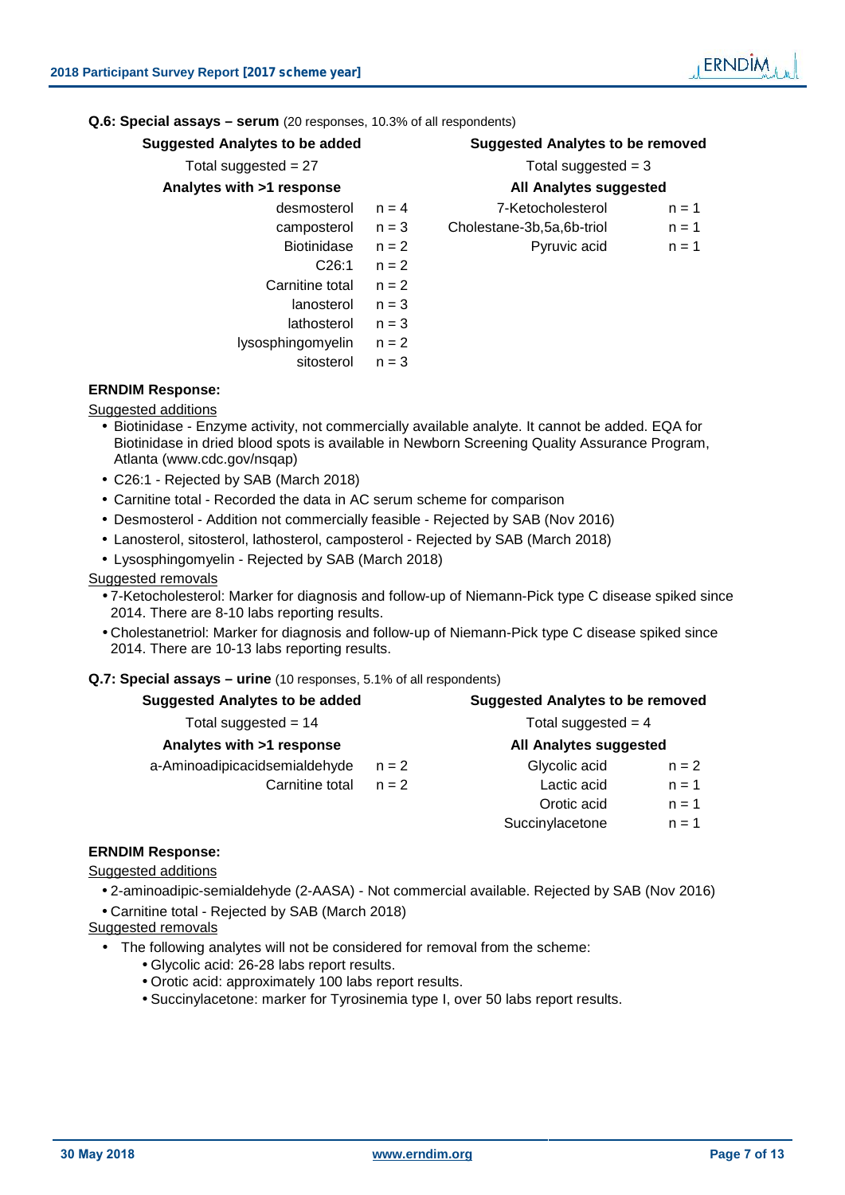**Q.6: Special assays – serum** (20 responses, 10.3% of all respondents)

| Suggested Analytes to be added | | Suggested Analytes to be removed | |
|---|---|---|---|
| Total suggested = 27 | | Total suggested = 3 | |
| **Analytes with >1 response** | | **All Analytes suggested** | |
| desmosterol | n = 4 | 7-Ketocholesterol | n = 1 |
| campesterol | n = 3 | Cholestane-3b,5a,6b-triol | n = 1 |
| Biotinidase | n = 2 | Pyruvic acid | n = 1 |
| C26:1 | n = 2 | | |
| Carnitine total | n = 2 | | |
| lanosterol | n = 3 | | |
| lathosterol | n = 3 | | |
| lysosphingomyelin | n = 2 | | |
| sitosterol | n = 3 | | |

**ERNDIM Response:**

Suggested additions

- Biotinidase - Enzyme activity, not commercially available analyte. It cannot be added. EQA for Biotinidase in dried blood spots is available in Newborn Screening Quality Assurance Program, Atlanta (www.cdc.gov/nsqap)
- C26:1 - Rejected by SAB (March 2018)
- Carnitine total - Recorded the data in AC serum scheme for comparison
- Desmosterol - Addition not commercially feasible - Rejected by SAB (Nov 2016)
- Lanosterol, sitosterol, lathosterol, campesterol - Rejected by SAB (March 2018)
- Lysosphingomyelin - Rejected by SAB (March 2018)

Suggested removals

- 7-Ketocholesterol: Marker for diagnosis and follow-up of Niemann-Pick type C disease spiked since 2014. There are 8-10 labs reporting results.
- Cholestanetriol: Marker for diagnosis and follow-up of Niemann-Pick type C disease spiked since 2014. There are 10-13 labs reporting results.

**Q.7: Special assays – urine** (10 responses, 5.1% of all respondents)

| Suggested Analytes to be added | | Suggested Analytes to be removed | |
|---|---|---|---|
| Total suggested = 14 | | Total suggested = 4 | |
| **Analytes with >1 response** | | **All Analytes suggested** | |
| a-Aminoadipicacidsemialdehyde | n = 2 | Glycolic acid | n = 2 |
| Carnitine total | n = 2 | Lactic acid | n = 1 |
| | | Orotic acid | n = 1 |
| | | Succinylacetone | n = 1 |

**ERNDIM Response:**

Suggested additions

- 2-aminoadipic-semialdehyde (2-AASA) - Not commercial available. Rejected by SAB (Nov 2016)
- Carnitine total - Rejected by SAB (March 2018)

Suggested removals

- The following analytes will not be considered for removal from the scheme:
  - Glycolic acid: 26-28 labs report results.
  - Orotic acid: approximately 100 labs report results.
  - Succinylacetone: marker for Tyrosinemia type I, over 50 labs report results.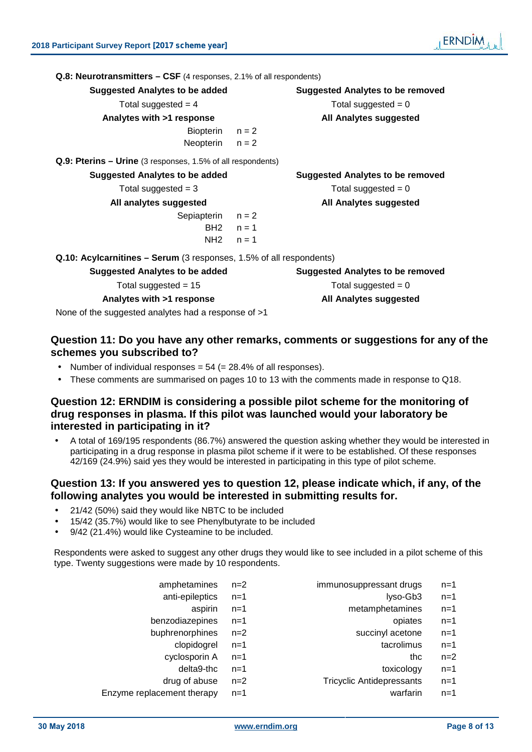**Q.8: Neurotransmitters – CSF** (4 responses, 2.1% of all respondents)

| Suggested Analytes to be added | | Suggested Analytes to be removed |
|---|---|---|
| Total suggested = 4 | | Total suggested = 0 |
| **Analytes with >1 response** | | **All Analytes suggested** |
| Biopterin | n = 2 | |
| Neopterin | n = 2 | |

**Q.9: Pterins – Urine** (3 responses, 1.5% of all respondents)

| Suggested Analytes to be added | | Suggested Analytes to be removed |
|---|---|---|
| Total suggested = 3 | | Total suggested = 0 |
| **All analytes suggested** | | **All Analytes suggested** |
| Sepiapterin | n = 2 | |
| BH2 | n = 1 | |
| NH2 | n = 1 | |

**Q.10: Acylcarnitines – Serum** (3 responses, 1.5% of all respondents)

| Suggested Analytes to be added | Suggested Analytes to be removed |
|---|---|
| Total suggested = 15 | Total suggested = 0 |
| **Analytes with >1 response** | **All Analytes suggested** |

None of the suggested analytes had a response of >1

## Question 11: Do you have any other remarks, comments or suggestions for any of the schemes you subscribed to?

- Number of individual responses = 54 (= 28.4% of all responses).
- These comments are summarised on pages 10 to 13 with the comments made in response to Q18.

## Question 12: ERNDIM is considering a possible pilot scheme for the monitoring of drug responses in plasma. If this pilot was launched would your laboratory be interested in participating in it?

- A total of 169/195 respondents (86.7%) answered the question asking whether they would be interested in participating in a drug response in plasma pilot scheme if it were to be established. Of these responses 42/169 (24.9%) said yes they would be interested in participating in this type of pilot scheme.

## Question 13: If you answered yes to question 12, please indicate which, if any, of the following analytes you would be interested in submitting results for.

- 21/42 (50%) said they would like NBTC to be included
- 15/42 (35.7%) would like to see Phenylbutyrate to be included
- 9/42 (21.4%) would like Cysteamine to be included.

Respondents were asked to suggest any other drugs they would like to see included in a pilot scheme of this type. Twenty suggestions were made by 10 respondents.

| Drug | n | Drug | n |
|---|---|---|---|
| amphetamines | n=2 | immunosuppressant drugs | n=1 |
| anti-epileptics | n=1 | lyso-Gb3 | n=1 |
| aspirin | n=1 | metamphetamines | n=1 |
| benzodiazepines | n=1 | opiates | n=1 |
| buphrenorphines | n=2 | succinyl acetone | n=1 |
| clopidogrel | n=1 | tacrolimus | n=1 |
| cyclosporin A | n=1 | thc | n=2 |
| delta9-thc | n=1 | toxicology | n=1 |
| drug of abuse | n=2 | Tricyclic Antidepressants | n=1 |
| Enzyme replacement therapy | n=1 | warfarin | n=1 |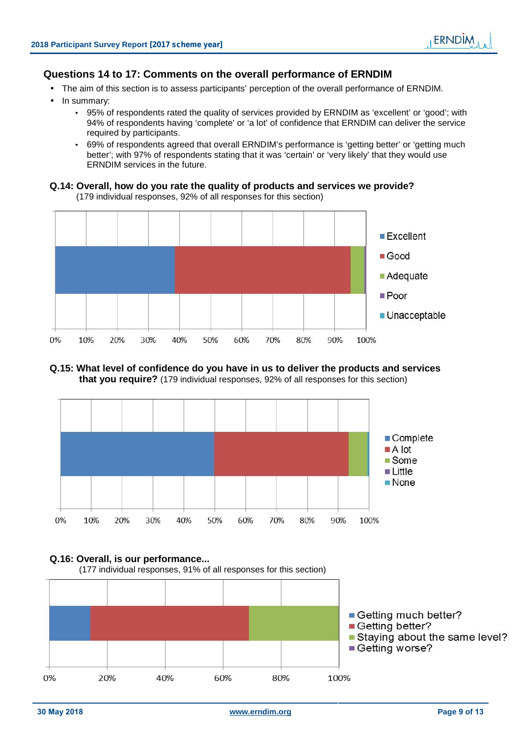## Questions 14 to 17: Comments on the overall performance of ERNDIM

- The aim of this section is to assess participants' perception of the overall performance of ERNDIM.
- In summary:
  - 95% of respondents rated the quality of services provided by ERNDIM as 'excellent' or 'good'; with 94% of respondents having 'complete' or 'a lot' of confidence that ERNDIM can deliver the service required by participants.
  - 69% of respondents agreed that overall ERNDIM's performance is 'getting better' or 'getting much better'; with 97% of respondents stating that it was 'certain' or 'very likely' that they would use ERNDIM services in the future.

### Q.14: Overall, how do you rate the quality of products and services we provide?

(179 individual responses, 92% of all responses for this section)

### Q.15: What level of confidence do you have in us to deliver the products and services that you require?

(179 individual responses, 92% of all responses for this section)

### Q.16: Overall, is our performance...

(177 individual responses, 91% of all responses for this section)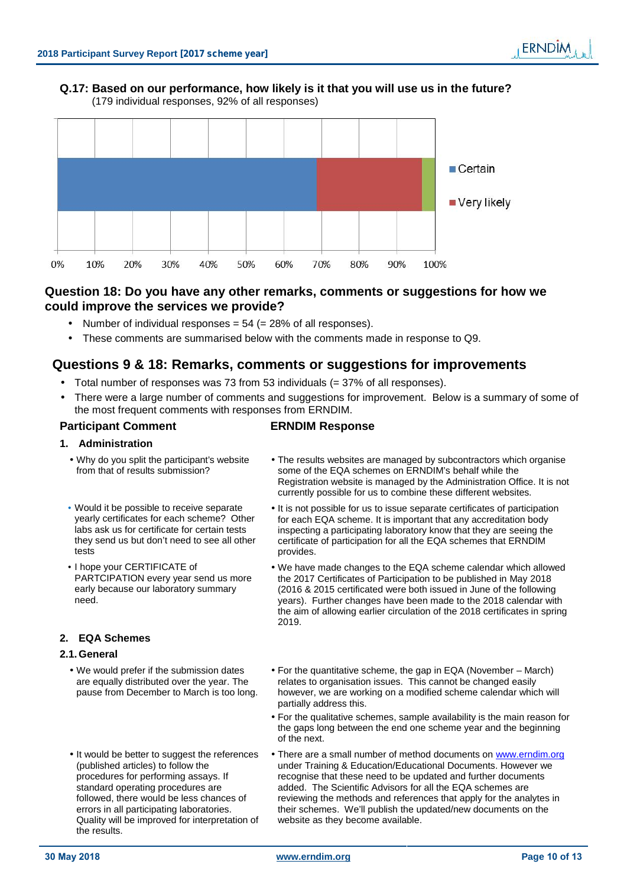**Q.17: Based on our performance, how likely is it that you will use us in the future?**
(179 individual responses, 92% of all responses)

| | Certain | Very likely | (other) |
|---|---|---|---|
| Approx. share | ~69% | ~28% | ~3% |

## Question 18: Do you have any other remarks, comments or suggestions for how we could improve the services we provide?

- Number of individual responses = 54 (= 28% of all responses).
- These comments are summarised below with the comments made in response to Q9.

## Questions 9 & 18: Remarks, comments or suggestions for improvements

- Total number of responses was 73 from 53 individuals (= 37% of all responses).
- There were a large number of comments and suggestions for improvement. Below is a summary of some of the most frequent comments with responses from ERNDIM.

| Participant Comment | ERNDIM Response |
|---|---|
| **1. Administration** | |
| Why do you split the participant's website from that of results submission? | The results websites are managed by subcontractors which organise some of the EQA schemes on ERNDIM's behalf while the Registration website is managed by the Administration Office. It is not currently possible for us to combine these different websites. |
| Would it be possible to receive separate yearly certificates for each scheme? Other labs ask us for certificate for certain tests they send us but don't need to see all other tests | It is not possible for us to issue separate certificates of participation for each EQA scheme. It is important that any accreditation body inspecting a participating laboratory know that they are seeing the certificate of participation for all the EQA schemes that ERNDIM provides. |
| I hope your CERTIFICATE of PARTCIPATION every year send us more early because our laboratory summary need. | We have made changes to the EQA scheme calendar which allowed the 2017 Certificates of Participation to be published in May 2018 (2016 & 2015 certificated were both issued in June of the following years). Further changes have been made to the 2018 calendar with the aim of allowing earlier circulation of the 2018 certificates in spring 2019. |
| **2. EQA Schemes** | |
| **2.1. General** | |
| We would prefer if the submission dates are equally distributed over the year. The pause from December to March is too long. | For the quantitative scheme, the gap in EQA (November – March) relates to organisation issues. This cannot be changed easily however, we are working on a modified scheme calendar which will partially address this.<br>For the qualitative schemes, sample availability is the main reason for the gaps long between the end one scheme year and the beginning of the next. |
| It would be better to suggest the references (published articles) to follow the procedures for performing assays. If standard operating procedures are followed, there would be less chances of errors in all participating laboratories. Quality will be improved for interpretation of the results. | There are a small number of method documents on www.erndim.org under Training & Education/Educational Documents. However we recognise that these need to be updated and further documents added. The Scientific Advisors for all the EQA schemes are reviewing the methods and references that apply for the analytes in their schemes. We'll publish the updated/new documents on the website as they become available. |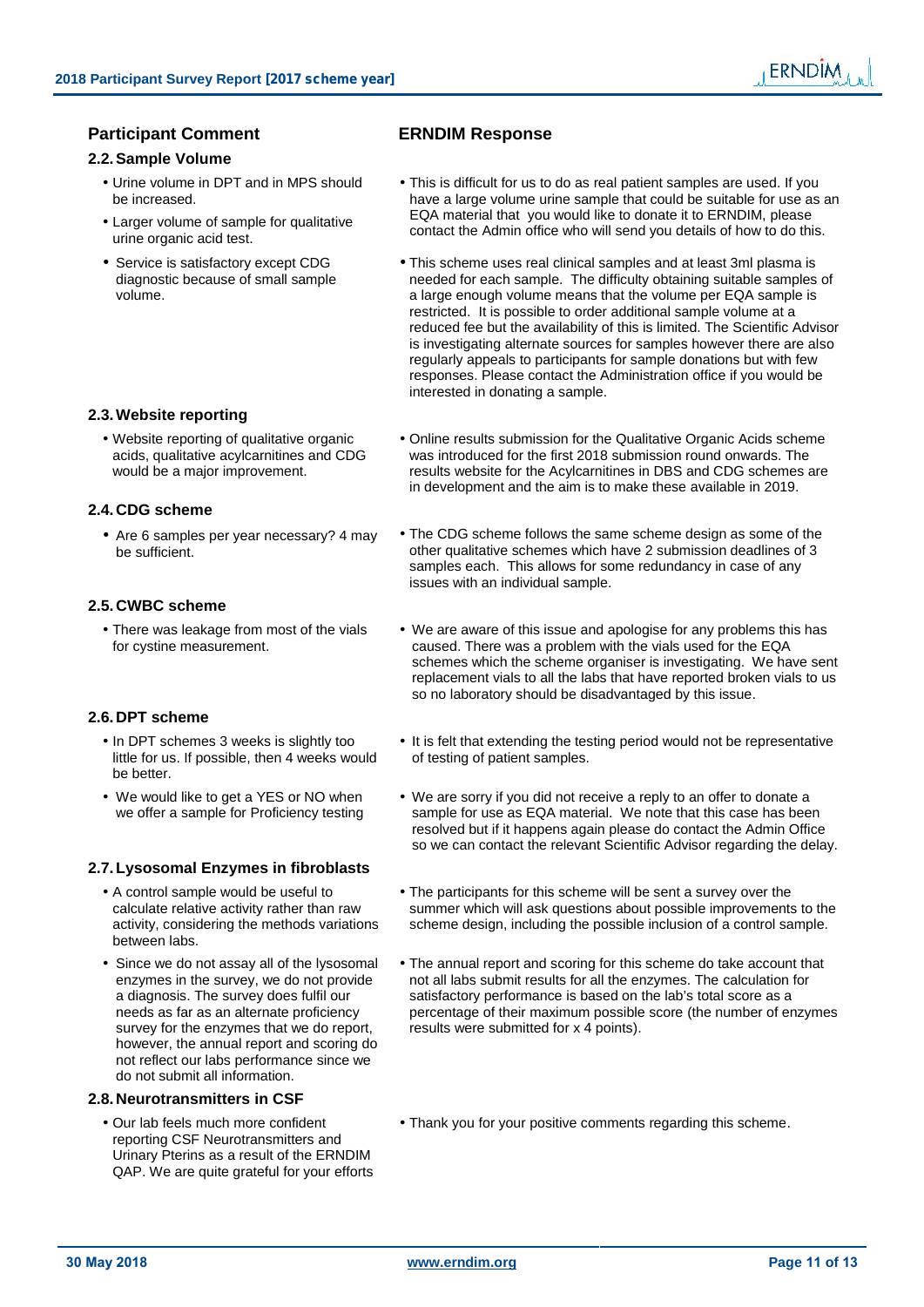## Participant Comment / ERNDIM Response

### 2.2. Sample Volume

**Participant Comment:**

- Urine volume in DPT and in MPS should be increased.
- Larger volume of sample for qualitative urine organic acid test.

**ERNDIM Response:**

- This is difficult for us to do as real patient samples are used. If you have a large volume urine sample that could be suitable for use as an EQA material that you would like to donate it to ERNDIM, please contact the Admin office who will send you details of how to do this.

**Participant Comment:**

- Service is satisfactory except CDG diagnostic because of small sample volume.

**ERNDIM Response:**

- This scheme uses real clinical samples and at least 3ml plasma is needed for each sample. The difficulty obtaining suitable samples of a large enough volume means that the volume per EQA sample is restricted. It is possible to order additional sample volume at a reduced fee but the availability of this is limited. The Scientific Advisor is investigating alternate sources for samples however there are also regularly appeals to participants for sample donations but with few responses. Please contact the Administration office if you would be interested in donating a sample.

### 2.3. Website reporting

**Participant Comment:**

- Website reporting of qualitative organic acids, qualitative acylcarnitines and CDG would be a major improvement.

**ERNDIM Response:**

- Online results submission for the Qualitative Organic Acids scheme was introduced for the first 2018 submission round onwards. The results website for the Acylcarnitines in DBS and CDG schemes are in development and the aim is to make these available in 2019.

### 2.4. CDG scheme

**Participant Comment:**

- Are 6 samples per year necessary? 4 may be sufficient.

**ERNDIM Response:**

- The CDG scheme follows the same scheme design as some of the other qualitative schemes which have 2 submission deadlines of 3 samples each. This allows for some redundancy in case of any issues with an individual sample.

### 2.5. CWBC scheme

**Participant Comment:**

- There was leakage from most of the vials for cystine measurement.

**ERNDIM Response:**

- We are aware of this issue and apologise for any problems this has caused. There was a problem with the vials used for the EQA schemes which the scheme organiser is investigating. We have sent replacement vials to all the labs that have reported broken vials to us so no laboratory should be disadvantaged by this issue.

### 2.6. DPT scheme

**Participant Comment:**

- In DPT schemes 3 weeks is slightly too little for us. If possible, then 4 weeks would be better.

**ERNDIM Response:**

- It is felt that extending the testing period would not be representative of testing of patient samples.

**Participant Comment:**

- We would like to get a YES or NO when we offer a sample for Proficiency testing

**ERNDIM Response:**

- We are sorry if you did not receive a reply to an offer to donate a sample for use as EQA material. We note that this case has been resolved but if it happens again please do contact the Admin Office so we can contact the relevant Scientific Advisor regarding the delay.

### 2.7. Lysosomal Enzymes in fibroblasts

**Participant Comment:**

- A control sample would be useful to calculate relative activity rather than raw activity, considering the methods variations between labs.

**ERNDIM Response:**

- The participants for this scheme will be sent a survey over the summer which will ask questions about possible improvements to the scheme design, including the possible inclusion of a control sample.

**Participant Comment:**

- Since we do not assay all of the lysosomal enzymes in the survey, we do not provide a diagnosis. The survey does fulfil our needs as far as an alternate proficiency survey for the enzymes that we do report, however, the annual report and scoring do not reflect our labs performance since we do not submit all information.

**ERNDIM Response:**

- The annual report and scoring for this scheme do take account that not all labs submit results for all the enzymes. The calculation for satisfactory performance is based on the lab's total score as a percentage of their maximum possible score (the number of enzymes results were submitted for x 4 points).

### 2.8. Neurotransmitters in CSF

**Participant Comment:**

- Our lab feels much more confident reporting CSF Neurotransmitters and Urinary Pterins as a result of the ERNDIM QAP. We are quite grateful for your efforts

**ERNDIM Response:**

- Thank you for your positive comments regarding this scheme.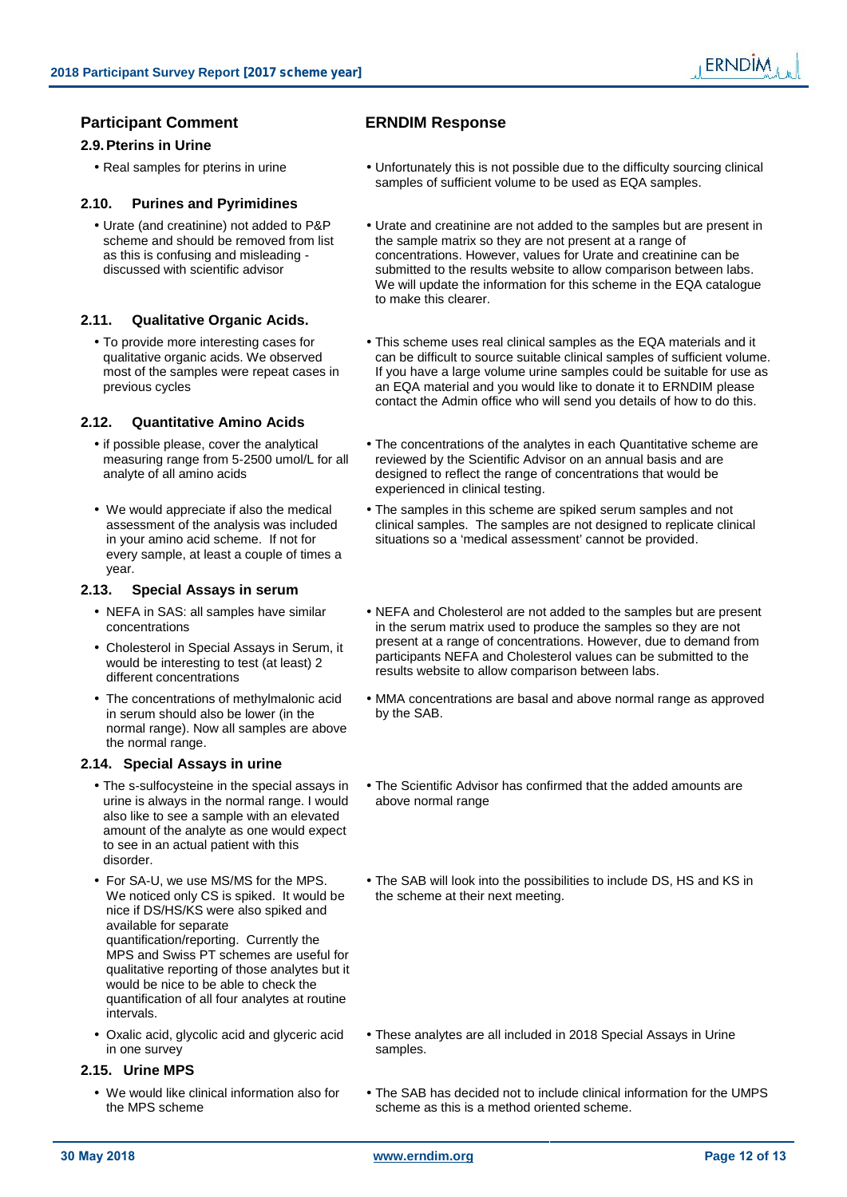| Participant Comment | ERNDIM Response |
|---|---|
| **2.9. Pterins in Urine** | |
| • Real samples for pterins in urine | • Unfortunately this is not possible due to the difficulty sourcing clinical samples of sufficient volume to be used as EQA samples. |
| **2.10. Purines and Pyrimidines** | |
| • Urate (and creatinine) not added to P&P scheme and should be removed from list as this is confusing and misleading - discussed with scientific advisor | • Urate and creatinine are not added to the samples but are present in the sample matrix so they are not present at a range of concentrations. However, values for Urate and creatinine can be submitted to the results website to allow comparison between labs. We will update the information for this scheme in the EQA catalogue to make this clearer. |
| **2.11. Qualitative Organic Acids.** | |
| • To provide more interesting cases for qualitative organic acids. We observed most of the samples were repeat cases in previous cycles | • This scheme uses real clinical samples as the EQA materials and it can be difficult to source suitable clinical samples of sufficient volume. If you have a large volume urine samples could be suitable for use as an EQA material and you would like to donate it to ERNDIM please contact the Admin office who will send you details of how to do this. |
| **2.12. Quantitative Amino Acids** | |
| • if possible please, cover the analytical measuring range from 5-2500 umol/L for all analyte of all amino acids | • The concentrations of the analytes in each Quantitative scheme are reviewed by the Scientific Advisor on an annual basis and are designed to reflect the range of concentrations that would be experienced in clinical testing. |
| • We would appreciate if also the medical assessment of the analysis was included in your amino acid scheme. If not for every sample, at least a couple of times a year. | • The samples in this scheme are spiked serum samples and not clinical samples. The samples are not designed to replicate clinical situations so a 'medical assessment' cannot be provided. |
| **2.13. Special Assays in serum** | |
| • NEFA in SAS: all samples have similar concentrations<br>• Cholesterol in Special Assays in Serum, it would be interesting to test (at least) 2 different concentrations | • NEFA and Cholesterol are not added to the samples but are present in the serum matrix used to produce the samples so they are not present at a range of concentrations. However, due to demand from participants NEFA and Cholesterol values can be submitted to the results website to allow comparison between labs. |
| • The concentrations of methylmalonic acid in serum should also be lower (in the normal range). Now all samples are above the normal range. | • MMA concentrations are basal and above normal range as approved by the SAB. |
| **2.14. Special Assays in urine** | |
| • The s-sulfocysteine in the special assays in urine is always in the normal range. I would also like to see a sample with an elevated amount of the analyte as one would expect to see in an actual patient with this disorder. | • The Scientific Advisor has confirmed that the added amounts are above normal range |
| • For SA-U, we use MS/MS for the MPS. We noticed only CS is spiked. It would be nice if DS/HS/KS were also spiked and available for separate quantification/reporting. Currently the MPS and Swiss PT schemes are useful for qualitative reporting of those analytes but it would be nice to be able to check the quantification of all four analytes at routine intervals. | • The SAB will look into the possibilities to include DS, HS and KS in the scheme at their next meeting. |
| • Oxalic acid, glycolic acid and glyceric acid in one survey | • These analytes are all included in 2018 Special Assays in Urine samples. |
| **2.15. Urine MPS** | |
| • We would like clinical information also for the MPS scheme | • The SAB has decided not to include clinical information for the UMPS scheme as this is a method oriented scheme. |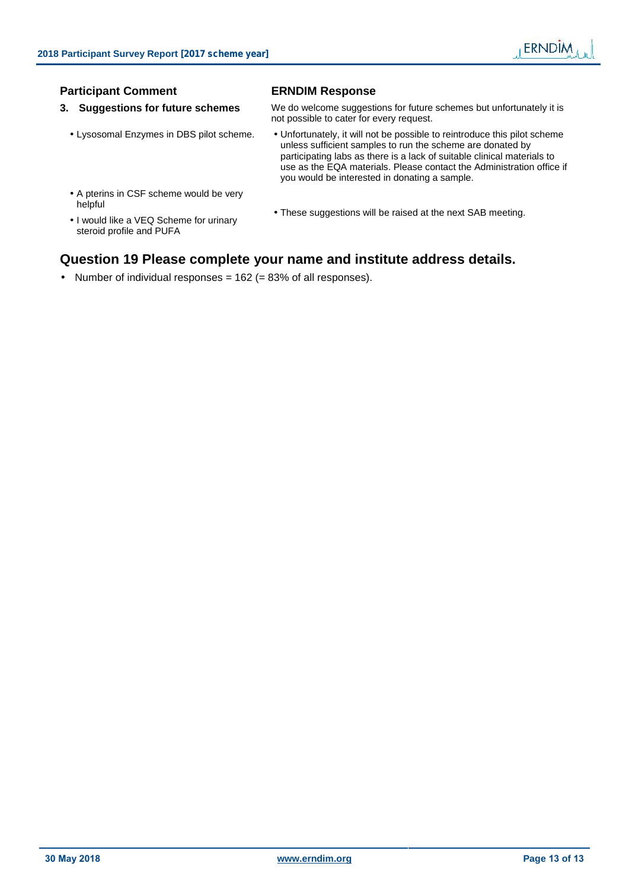| Participant Comment | ERNDIM Response |
| --- | --- |
| **3. Suggestions for future schemes** | We do welcome suggestions for future schemes but unfortunately it is not possible to cater for every request. |
| • Lysosomal Enzymes in DBS pilot scheme. | • Unfortunately, it will not be possible to reintroduce this pilot scheme unless sufficient samples to run the scheme are donated by participating labs as there is a lack of suitable clinical materials to use as the EQA materials. Please contact the Administration office if you would be interested in donating a sample. |
| • A pterins in CSF scheme would be very helpful<br>• I would like a VEQ Scheme for urinary steroid profile and PUFA | • These suggestions will be raised at the next SAB meeting. |

## Question 19 Please complete your name and institute address details.

- Number of individual responses = 162 (= 83% of all responses).